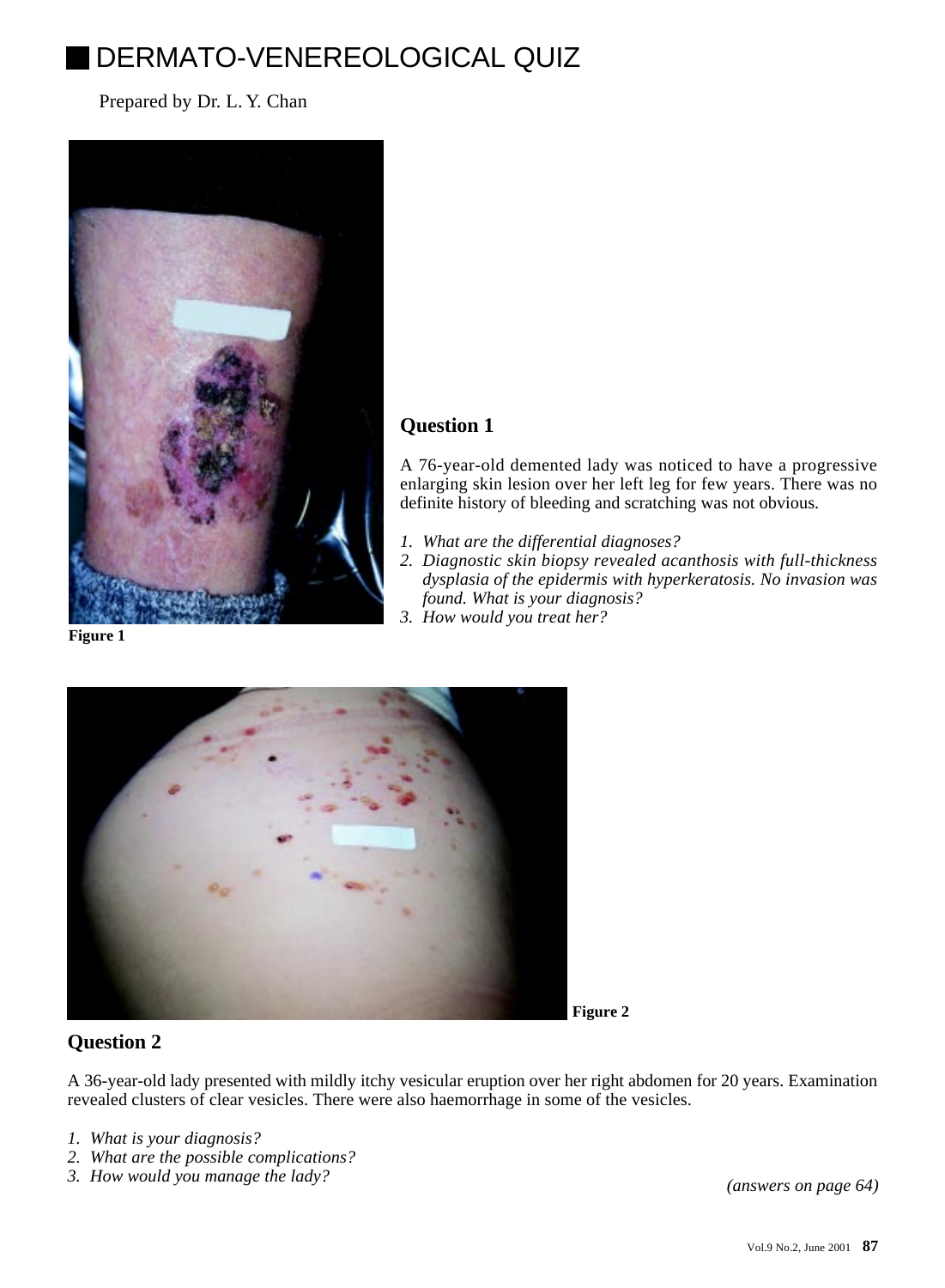# DERMATO-VENEREOLOGICAL QUIZ

Prepared by Dr. L. Y. Chan

Figure 1

## Question 1

A 76-year-old demented lady was noticed to have a progressive enlarging skin lesion over her left leg for few years. There was no definite history of bleeding and scratching was not obvious.

1. *What are the differential diagnoses?*
2. *Diagnostic skin biopsy revealed acanthosis with full-thickness dysplasia of the epidermis with hyperkeratosis. No invasion was found. What is your diagnosis?*
3. *How would you treat her?*

Figure 2

## Question 2

A 36-year-old lady presented with mildly itchy vesicular eruption over her right abdomen for 20 years. Examination revealed clusters of clear vesicles. There were also haemorrhage in some of the vesicles.

1. *What is your diagnosis?*
2. *What are the possible complications?*
3. *How would you manage the lady?*

*(answers on page 64)*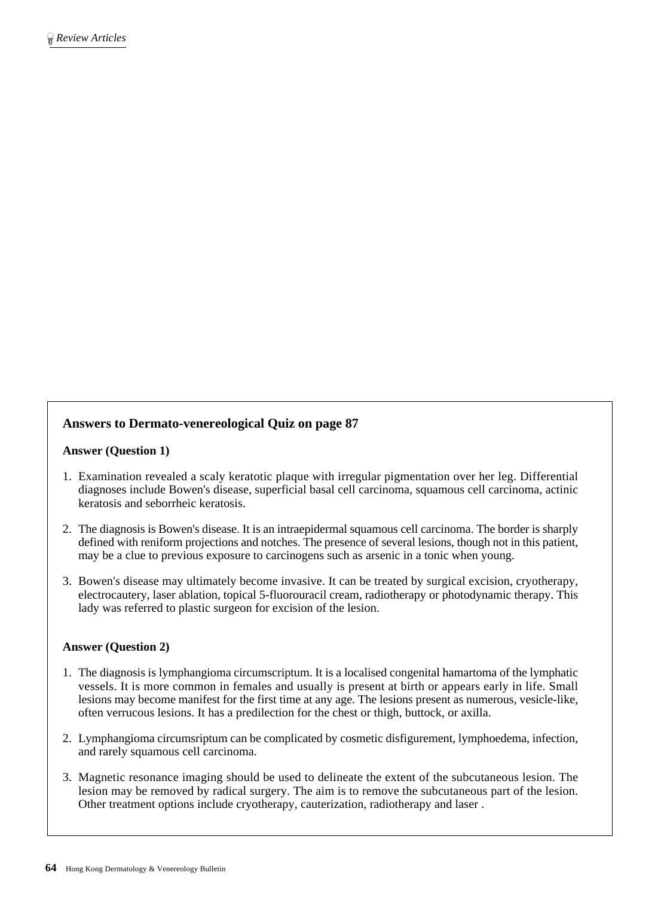## Answers to Dermato-venereological Quiz on page 87

### Answer (Question 1)

1. Examination revealed a scaly keratotic plaque with irregular pigmentation over her leg. Differential diagnoses include Bowen's disease, superficial basal cell carcinoma, squamous cell carcinoma, actinic keratosis and seborrheic keratosis.

2. The diagnosis is Bowen's disease. It is an intraepidermal squamous cell carcinoma. The border is sharply defined with reniform projections and notches. The presence of several lesions, though not in this patient, may be a clue to previous exposure to carcinogens such as arsenic in a tonic when young.

3. Bowen's disease may ultimately become invasive. It can be treated by surgical excision, cryotherapy, electrocautery, laser ablation, topical 5-fluorouracil cream, radiotherapy or photodynamic therapy. This lady was referred to plastic surgeon for excision of the lesion.

### Answer (Question 2)

1. The diagnosis is lymphangioma circumscriptum. It is a localised congenital hamartoma of the lymphatic vessels. It is more common in females and usually is present at birth or appears early in life. Small lesions may become manifest for the first time at any age. The lesions present as numerous, vesicle-like, often verrucous lesions. It has a predilection for the chest or thigh, buttock, or axilla.

2. Lymphangioma circumsriptum can be complicated by cosmetic disfigurement, lymphoedema, infection, and rarely squamous cell carcinoma.

3. Magnetic resonance imaging should be used to delineate the extent of the subcutaneous lesion. The lesion may be removed by radical surgery. The aim is to remove the subcutaneous part of the lesion. Other treatment options include cryotherapy, cauterization, radiotherapy and laser .